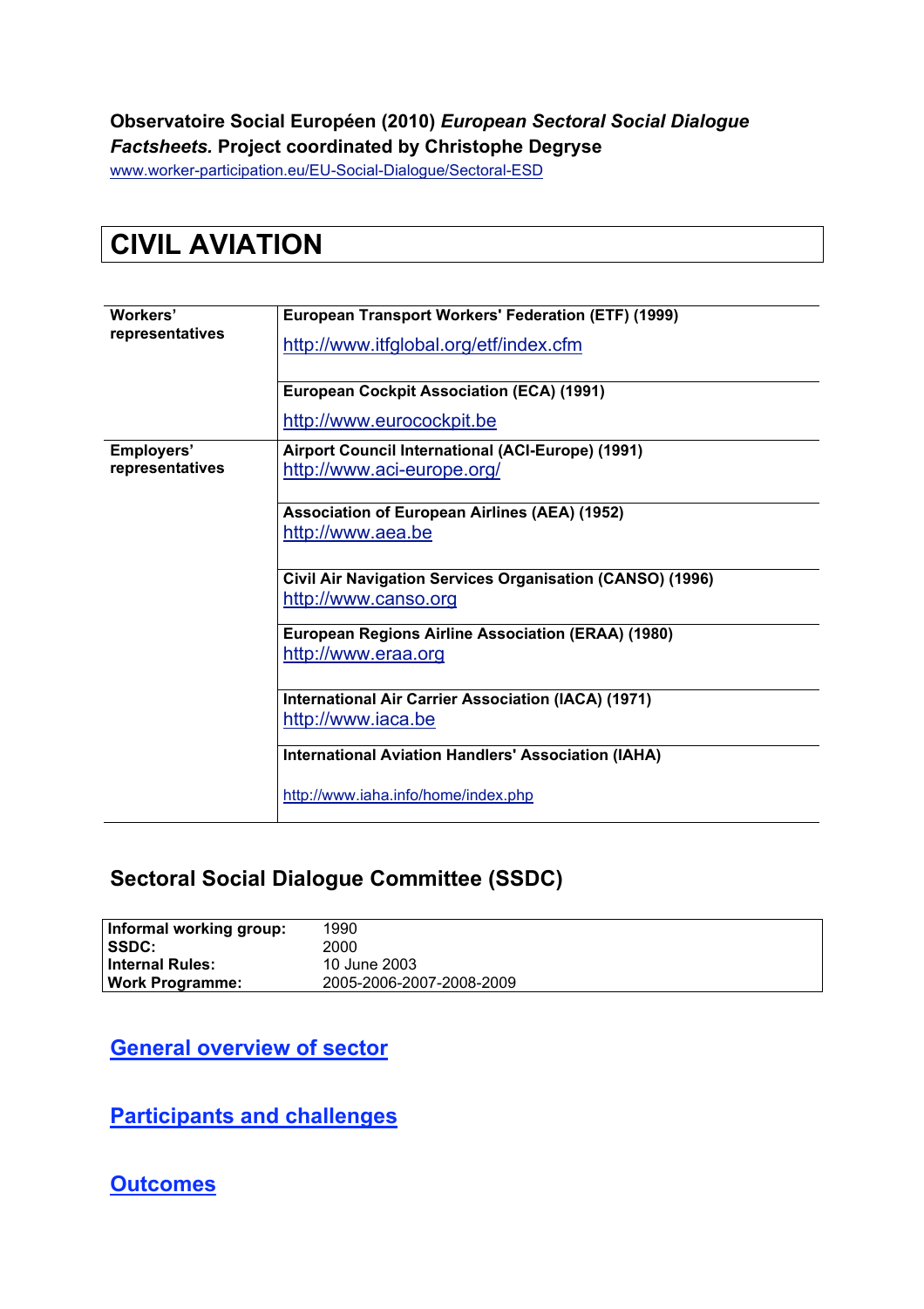**Observatoire Social Européen (2010)** ***European Sectoral Social Dialogue Factsheets.*** **Project coordinated by Christophe Degryse**

www.worker-participation.eu/EU-Social-Dialogue/Sectoral-ESD

# CIVIL AVIATION

| | |
|---|---|
| **Workers' representatives** | **European Transport Workers' Federation (ETF) (1999)** http://www.itfglobal.org/etf/index.cfm |
| | **European Cockpit Association (ECA) (1991)** http://www.eurocockpit.be |
| **Employers' representatives** | **Airport Council International (ACI-Europe) (1991)** http://www.aci-europe.org/ |
| | **Association of European Airlines (AEA) (1952)** http://www.aea.be |
| | **Civil Air Navigation Services Organisation (CANSO) (1996)** http://www.canso.org |
| | **European Regions Airline Association (ERAA) (1980)** http://www.eraa.org |
| | **International Air Carrier Association (IACA) (1971)** http://www.iaca.be |
| | **International Aviation Handlers' Association (IAHA)** http://www.iaha.info/home/index.php |

## Sectoral Social Dialogue Committee (SSDC)

| | |
|---|---|
| **Informal working group:** | 1990 |
| **SSDC:** | 2000 |
| **Internal Rules:** | 10 June 2003 |
| **Work Programme:** | 2005-2006-2007-2008-2009 |

## General overview of sector

## Participants and challenges

## Outcomes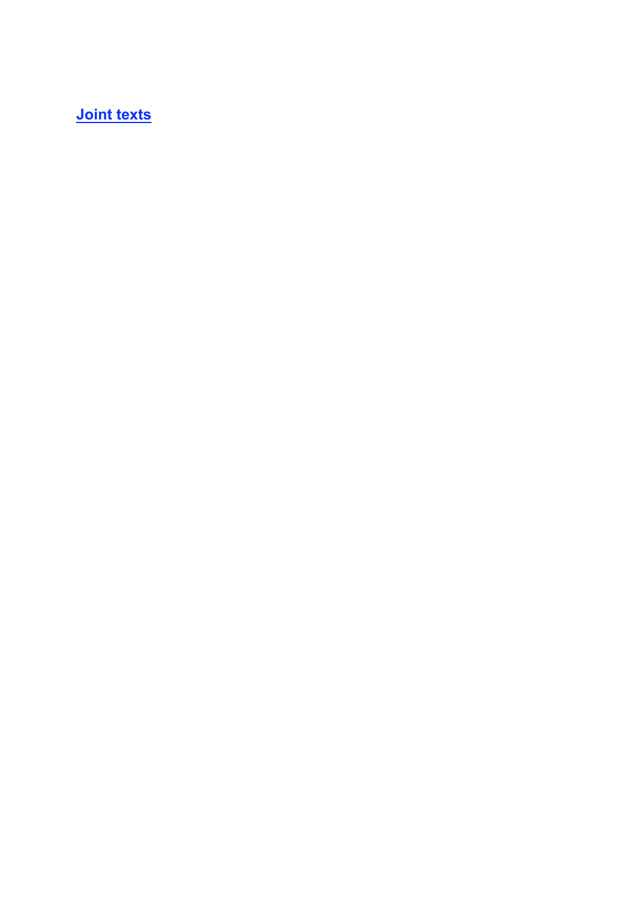**[Joint texts]**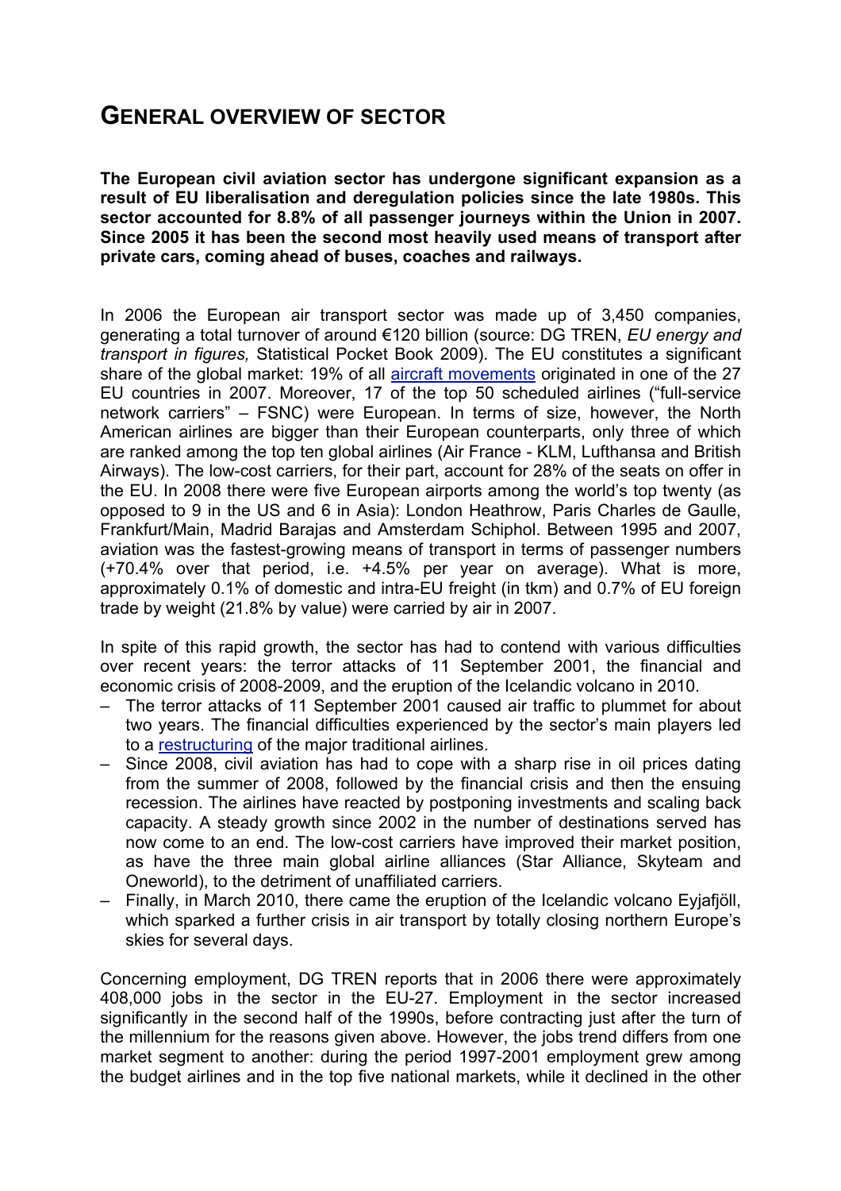# General overview of sector

**The European civil aviation sector has undergone significant expansion as a result of EU liberalisation and deregulation policies since the late 1980s. This sector accounted for 8.8% of all passenger journeys within the Union in 2007. Since 2005 it has been the second most heavily used means of transport after private cars, coming ahead of buses, coaches and railways.**

In 2006 the European air transport sector was made up of 3,450 companies, generating a total turnover of around €120 billion (source: DG TREN, *EU energy and transport in figures,* Statistical Pocket Book 2009). The EU constitutes a significant share of the global market: 19% of all aircraft movements originated in one of the 27 EU countries in 2007. Moreover, 17 of the top 50 scheduled airlines ("full-service network carriers" – FSNC) were European. In terms of size, however, the North American airlines are bigger than their European counterparts, only three of which are ranked among the top ten global airlines (Air France - KLM, Lufthansa and British Airways). The low-cost carriers, for their part, account for 28% of the seats on offer in the EU. In 2008 there were five European airports among the world's top twenty (as opposed to 9 in the US and 6 in Asia): London Heathrow, Paris Charles de Gaulle, Frankfurt/Main, Madrid Barajas and Amsterdam Schiphol. Between 1995 and 2007, aviation was the fastest-growing means of transport in terms of passenger numbers (+70.4% over that period, i.e. +4.5% per year on average). What is more, approximately 0.1% of domestic and intra-EU freight (in tkm) and 0.7% of EU foreign trade by weight (21.8% by value) were carried by air in 2007.

In spite of this rapid growth, the sector has had to contend with various difficulties over recent years: the terror attacks of 11 September 2001, the financial and economic crisis of 2008-2009, and the eruption of the Icelandic volcano in 2010.

- The terror attacks of 11 September 2001 caused air traffic to plummet for about two years. The financial difficulties experienced by the sector's main players led to a restructuring of the major traditional airlines.
- Since 2008, civil aviation has had to cope with a sharp rise in oil prices dating from the summer of 2008, followed by the financial crisis and then the ensuing recession. The airlines have reacted by postponing investments and scaling back capacity. A steady growth since 2002 in the number of destinations served has now come to an end. The low-cost carriers have improved their market position, as have the three main global airline alliances (Star Alliance, Skyteam and Oneworld), to the detriment of unaffiliated carriers.
- Finally, in March 2010, there came the eruption of the Icelandic volcano Eyjafjöll, which sparked a further crisis in air transport by totally closing northern Europe's skies for several days.

Concerning employment, DG TREN reports that in 2006 there were approximately 408,000 jobs in the sector in the EU-27. Employment in the sector increased significantly in the second half of the 1990s, before contracting just after the turn of the millennium for the reasons given above. However, the jobs trend differs from one market segment to another: during the period 1997-2001 employment grew among the budget airlines and in the top five national markets, while it declined in the other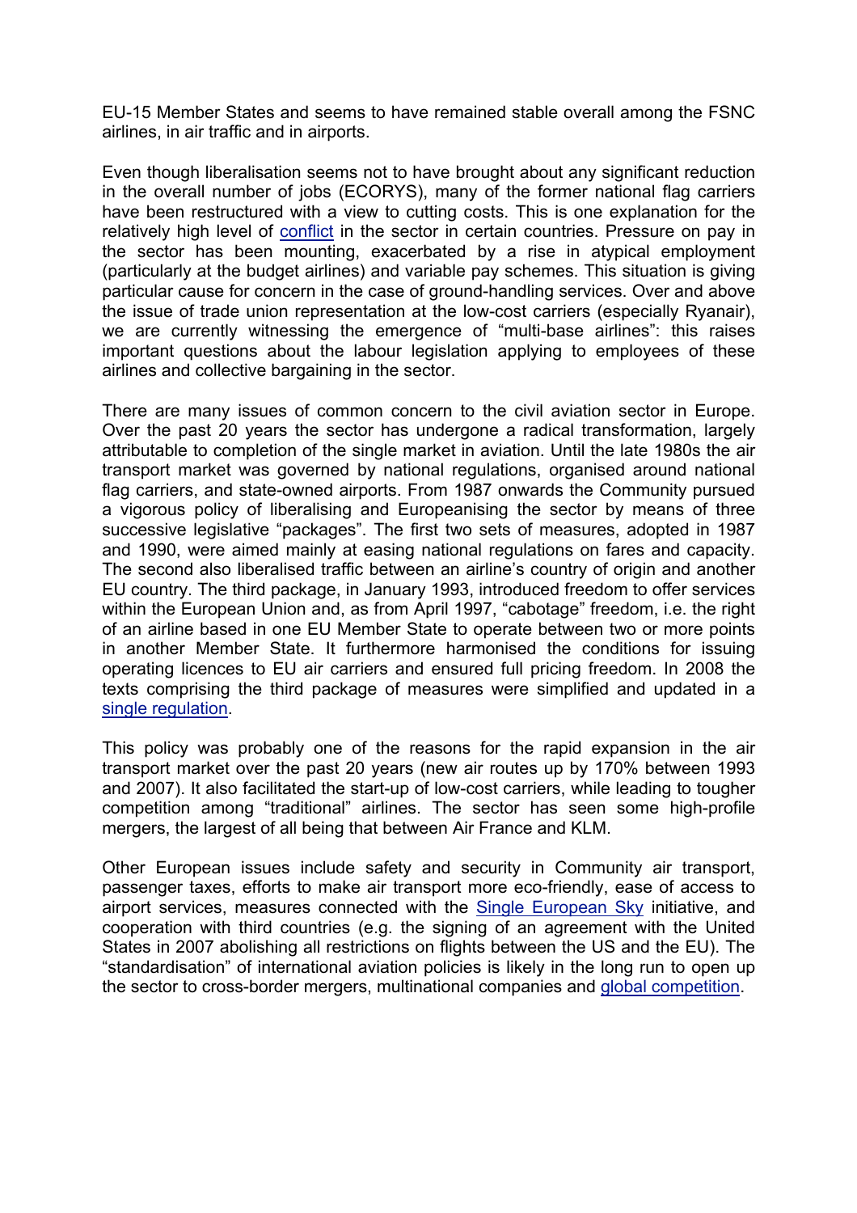EU-15 Member States and seems to have remained stable overall among the FSNC airlines, in air traffic and in airports.

Even though liberalisation seems not to have brought about any significant reduction in the overall number of jobs (ECORYS), many of the former national flag carriers have been restructured with a view to cutting costs. This is one explanation for the relatively high level of conflict in the sector in certain countries. Pressure on pay in the sector has been mounting, exacerbated by a rise in atypical employment (particularly at the budget airlines) and variable pay schemes. This situation is giving particular cause for concern in the case of ground-handling services. Over and above the issue of trade union representation at the low-cost carriers (especially Ryanair), we are currently witnessing the emergence of "multi-base airlines": this raises important questions about the labour legislation applying to employees of these airlines and collective bargaining in the sector.

There are many issues of common concern to the civil aviation sector in Europe. Over the past 20 years the sector has undergone a radical transformation, largely attributable to completion of the single market in aviation. Until the late 1980s the air transport market was governed by national regulations, organised around national flag carriers, and state-owned airports. From 1987 onwards the Community pursued a vigorous policy of liberalising and Europeanising the sector by means of three successive legislative "packages". The first two sets of measures, adopted in 1987 and 1990, were aimed mainly at easing national regulations on fares and capacity. The second also liberalised traffic between an airline's country of origin and another EU country. The third package, in January 1993, introduced freedom to offer services within the European Union and, as from April 1997, "cabotage" freedom, i.e. the right of an airline based in one EU Member State to operate between two or more points in another Member State. It furthermore harmonised the conditions for issuing operating licences to EU air carriers and ensured full pricing freedom. In 2008 the texts comprising the third package of measures were simplified and updated in a single regulation.

This policy was probably one of the reasons for the rapid expansion in the air transport market over the past 20 years (new air routes up by 170% between 1993 and 2007). It also facilitated the start-up of low-cost carriers, while leading to tougher competition among "traditional" airlines. The sector has seen some high-profile mergers, the largest of all being that between Air France and KLM.

Other European issues include safety and security in Community air transport, passenger taxes, efforts to make air transport more eco-friendly, ease of access to airport services, measures connected with the Single European Sky initiative, and cooperation with third countries (e.g. the signing of an agreement with the United States in 2007 abolishing all restrictions on flights between the US and the EU). The "standardisation" of international aviation policies is likely in the long run to open up the sector to cross-border mergers, multinational companies and global competition.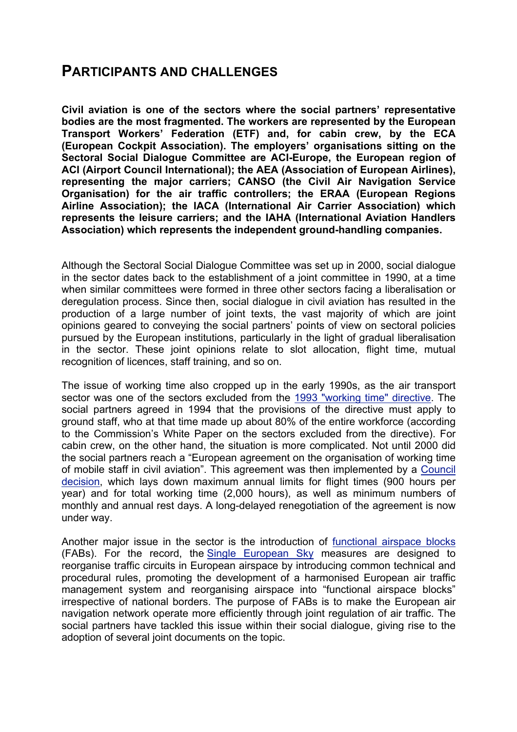# PARTICIPANTS AND CHALLENGES

**Civil aviation is one of the sectors where the social partners' representative bodies are the most fragmented. The workers are represented by the European Transport Workers' Federation (ETF) and, for cabin crew, by the ECA (European Cockpit Association). The employers' organisations sitting on the Sectoral Social Dialogue Committee are ACI-Europe, the European region of ACI (Airport Council International); the AEA (Association of European Airlines), representing the major carriers; CANSO (the Civil Air Navigation Service Organisation) for the air traffic controllers; the ERAA (European Regions Airline Association); the IACA (International Air Carrier Association) which represents the leisure carriers; and the IAHA (International Aviation Handlers Association) which represents the independent ground-handling companies.**

Although the Sectoral Social Dialogue Committee was set up in 2000, social dialogue in the sector dates back to the establishment of a joint committee in 1990, at a time when similar committees were formed in three other sectors facing a liberalisation or deregulation process. Since then, social dialogue in civil aviation has resulted in the production of a large number of joint texts, the vast majority of which are joint opinions geared to conveying the social partners' points of view on sectoral policies pursued by the European institutions, particularly in the light of gradual liberalisation in the sector. These joint opinions relate to slot allocation, flight time, mutual recognition of licences, staff training, and so on.

The issue of working time also cropped up in the early 1990s, as the air transport sector was one of the sectors excluded from the 1993 "working time" directive. The social partners agreed in 1994 that the provisions of the directive must apply to ground staff, who at that time made up about 80% of the entire workforce (according to the Commission's White Paper on the sectors excluded from the directive). For cabin crew, on the other hand, the situation is more complicated. Not until 2000 did the social partners reach a "European agreement on the organisation of working time of mobile staff in civil aviation". This agreement was then implemented by a Council decision, which lays down maximum annual limits for flight times (900 hours per year) and for total working time (2,000 hours), as well as minimum numbers of monthly and annual rest days. A long-delayed renegotiation of the agreement is now under way.

Another major issue in the sector is the introduction of functional airspace blocks (FABs). For the record, the Single European Sky measures are designed to reorganise traffic circuits in European airspace by introducing common technical and procedural rules, promoting the development of a harmonised European air traffic management system and reorganising airspace into "functional airspace blocks" irrespective of national borders. The purpose of FABs is to make the European air navigation network operate more efficiently through joint regulation of air traffic. The social partners have tackled this issue within their social dialogue, giving rise to the adoption of several joint documents on the topic.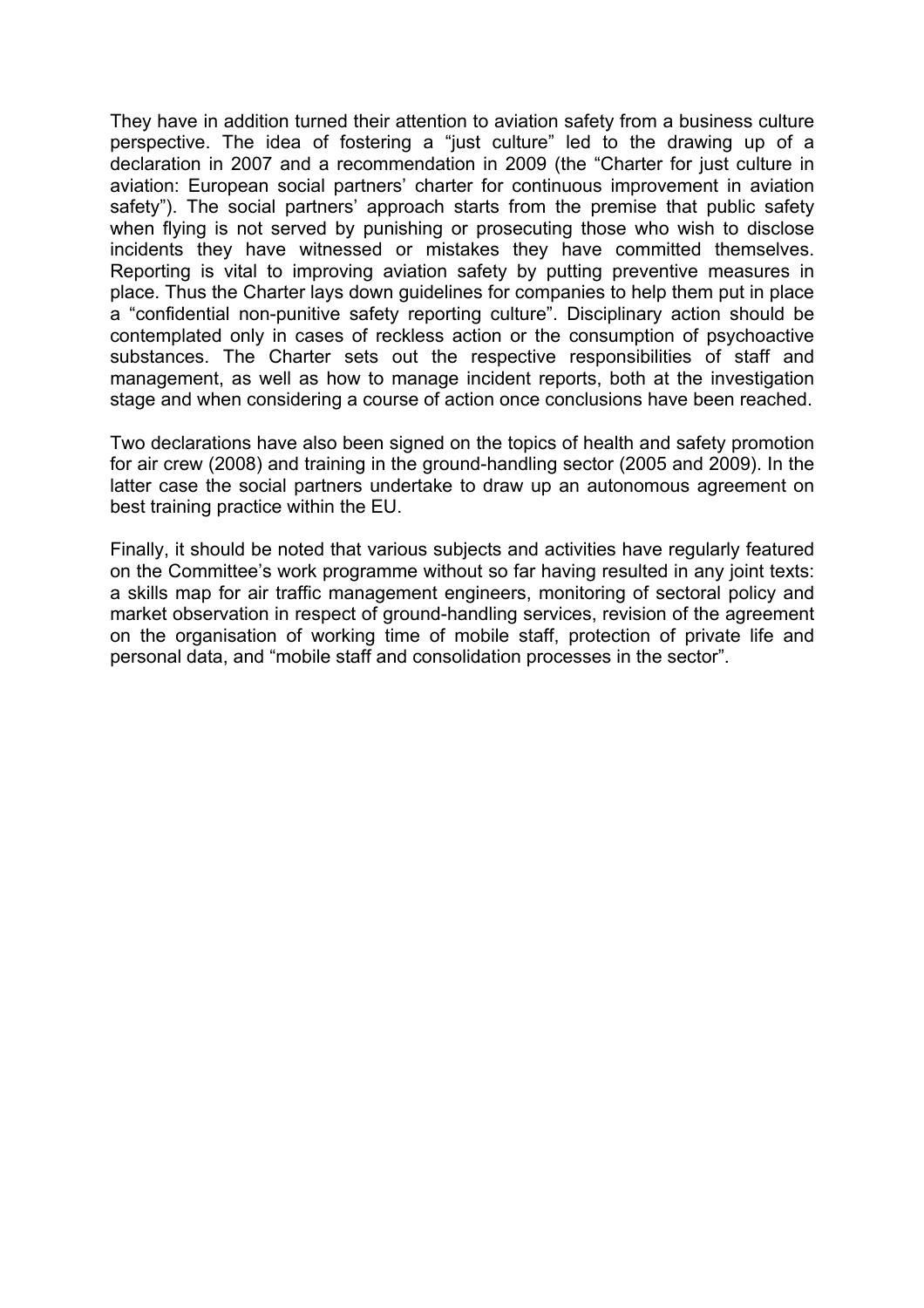They have in addition turned their attention to aviation safety from a business culture perspective. The idea of fostering a "just culture" led to the drawing up of a declaration in 2007 and a recommendation in 2009 (the "Charter for just culture in aviation: European social partners' charter for continuous improvement in aviation safety"). The social partners' approach starts from the premise that public safety when flying is not served by punishing or prosecuting those who wish to disclose incidents they have witnessed or mistakes they have committed themselves. Reporting is vital to improving aviation safety by putting preventive measures in place. Thus the Charter lays down guidelines for companies to help them put in place a "confidential non-punitive safety reporting culture". Disciplinary action should be contemplated only in cases of reckless action or the consumption of psychoactive substances. The Charter sets out the respective responsibilities of staff and management, as well as how to manage incident reports, both at the investigation stage and when considering a course of action once conclusions have been reached.

Two declarations have also been signed on the topics of health and safety promotion for air crew (2008) and training in the ground-handling sector (2005 and 2009). In the latter case the social partners undertake to draw up an autonomous agreement on best training practice within the EU.

Finally, it should be noted that various subjects and activities have regularly featured on the Committee's work programme without so far having resulted in any joint texts: a skills map for air traffic management engineers, monitoring of sectoral policy and market observation in respect of ground-handling services, revision of the agreement on the organisation of working time of mobile staff, protection of private life and personal data, and "mobile staff and consolidation processes in the sector".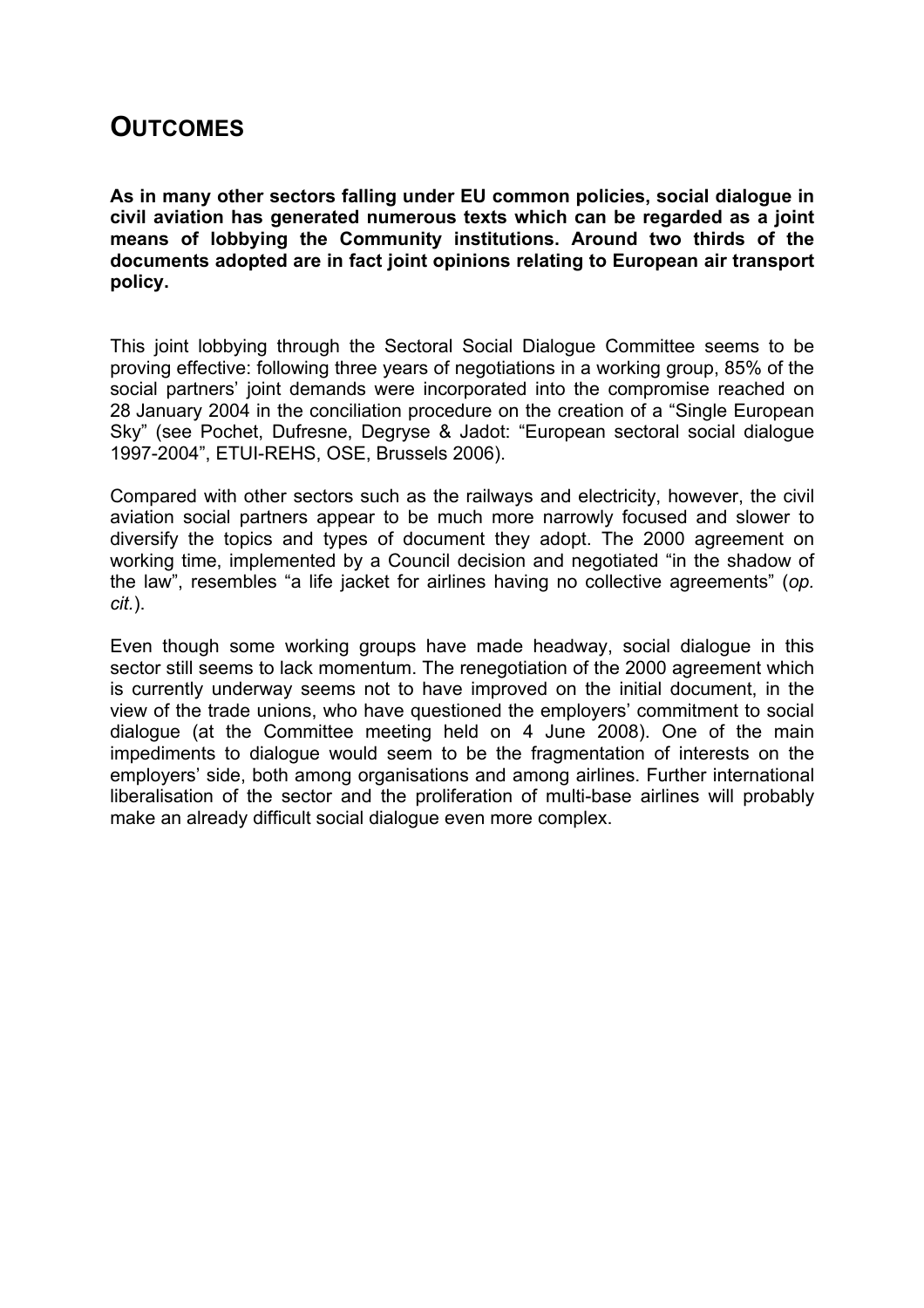# OUTCOMES

**As in many other sectors falling under EU common policies, social dialogue in civil aviation has generated numerous texts which can be regarded as a joint means of lobbying the Community institutions. Around two thirds of the documents adopted are in fact joint opinions relating to European air transport policy.**

This joint lobbying through the Sectoral Social Dialogue Committee seems to be proving effective: following three years of negotiations in a working group, 85% of the social partners' joint demands were incorporated into the compromise reached on 28 January 2004 in the conciliation procedure on the creation of a "Single European Sky" (see Pochet, Dufresne, Degryse & Jadot: "European sectoral social dialogue 1997-2004", ETUI-REHS, OSE, Brussels 2006).

Compared with other sectors such as the railways and electricity, however, the civil aviation social partners appear to be much more narrowly focused and slower to diversify the topics and types of document they adopt. The 2000 agreement on working time, implemented by a Council decision and negotiated "in the shadow of the law", resembles "a life jacket for airlines having no collective agreements" (*op. cit.*).

Even though some working groups have made headway, social dialogue in this sector still seems to lack momentum. The renegotiation of the 2000 agreement which is currently underway seems not to have improved on the initial document, in the view of the trade unions, who have questioned the employers' commitment to social dialogue (at the Committee meeting held on 4 June 2008). One of the main impediments to dialogue would seem to be the fragmentation of interests on the employers' side, both among organisations and among airlines. Further international liberalisation of the sector and the proliferation of multi-base airlines will probably make an already difficult social dialogue even more complex.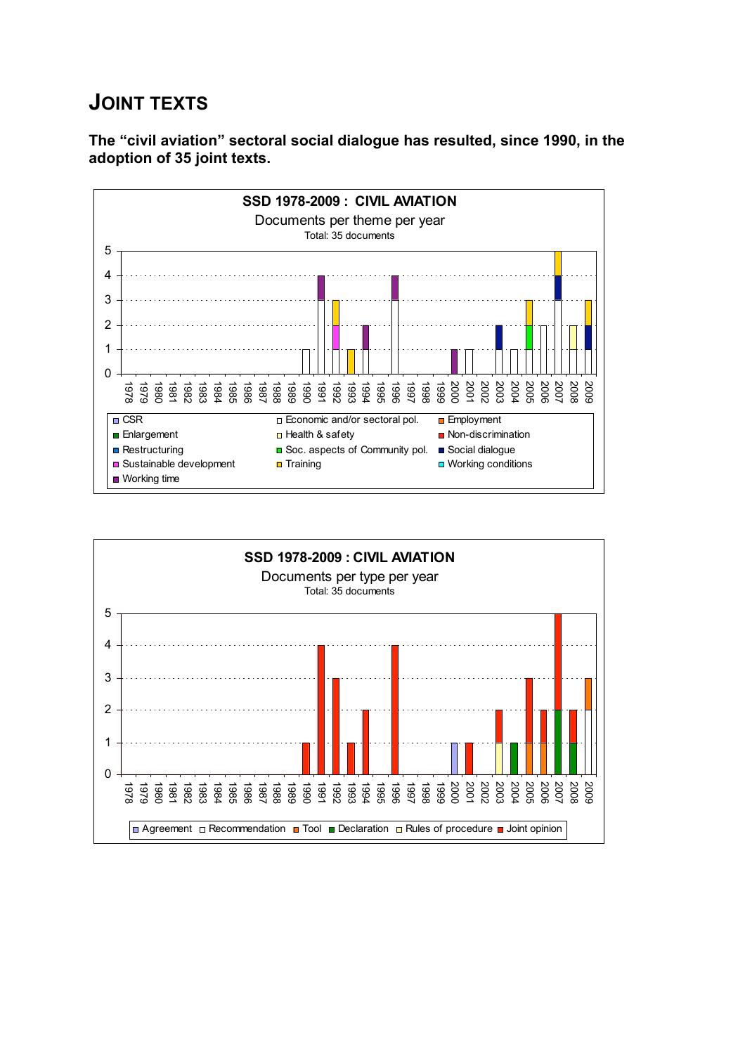# JOINT TEXTS

**The "civil aviation" sectoral social dialogue has resulted, since 1990, in the adoption of 35 joint texts.**

**SSD 1978-2009 : CIVIL AVIATION**

Documents per theme per year

Total: 35 documents

CSR | Economic and/or sectoral pol. | Employment | Enlargement | Health & safety | Non-discrimination | Restructuring | Soc. aspects of Community pol. | Social dialogue | Sustainable development | Training | Working conditions | Working time

**SSD 1978-2009 : CIVIL AVIATION**

Documents per type per year

Total: 35 documents

Agreement | Recommendation | Tool | Declaration | Rules of procedure | Joint opinion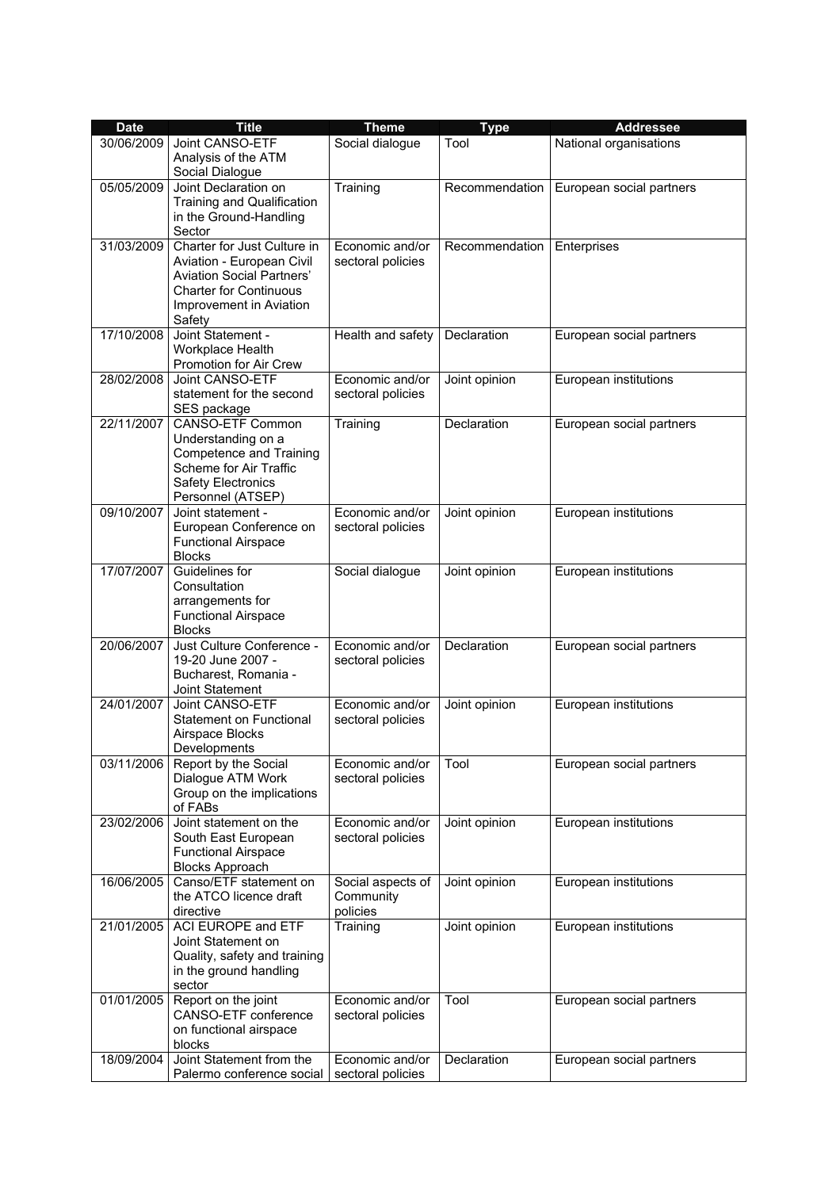| Date | Title | Theme | Type | Addressee |
|---|---|---|---|---|
| 30/06/2009 | Joint CANSO-ETF Analysis of the ATM Social Dialogue | Social dialogue | Tool | National organisations |
| 05/05/2009 | Joint Declaration on Training and Qualification in the Ground-Handling Sector | Training | Recommendation | European social partners |
| 31/03/2009 | Charter for Just Culture in Aviation - European Civil Aviation Social Partners' Charter for Continuous Improvement in Aviation Safety | Economic and/or sectoral policies | Recommendation | Enterprises |
| 17/10/2008 | Joint Statement - Workplace Health Promotion for Air Crew | Health and safety | Declaration | European social partners |
| 28/02/2008 | Joint CANSO-ETF statement for the second SES package | Economic and/or sectoral policies | Joint opinion | European institutions |
| 22/11/2007 | CANSO-ETF Common Understanding on a Competence and Training Scheme for Air Traffic Safety Electronics Personnel (ATSEP) | Training | Declaration | European social partners |
| 09/10/2007 | Joint statement - European Conference on Functional Airspace Blocks | Economic and/or sectoral policies | Joint opinion | European institutions |
| 17/07/2007 | Guidelines for Consultation arrangements for Functional Airspace Blocks | Social dialogue | Joint opinion | European institutions |
| 20/06/2007 | Just Culture Conference - 19-20 June 2007 - Bucharest, Romania - Joint Statement | Economic and/or sectoral policies | Declaration | European social partners |
| 24/01/2007 | Joint CANSO-ETF Statement on Functional Airspace Blocks Developments | Economic and/or sectoral policies | Joint opinion | European institutions |
| 03/11/2006 | Report by the Social Dialogue ATM Work Group on the implications of FABs | Economic and/or sectoral policies | Tool | European social partners |
| 23/02/2006 | Joint statement on the South East European Functional Airspace Blocks Approach | Economic and/or sectoral policies | Joint opinion | European institutions |
| 16/06/2005 | Canso/ETF statement on the ATCO licence draft directive | Social aspects of Community policies | Joint opinion | European institutions |
| 21/01/2005 | ACI EUROPE and ETF Joint Statement on Quality, safety and training in the ground handling sector | Training | Joint opinion | European institutions |
| 01/01/2005 | Report on the joint CANSO-ETF conference on functional airspace blocks | Economic and/or sectoral policies | Tool | European social partners |
| 18/09/2004 | Joint Statement from the Palermo conference social | Economic and/or sectoral policies | Declaration | European social partners |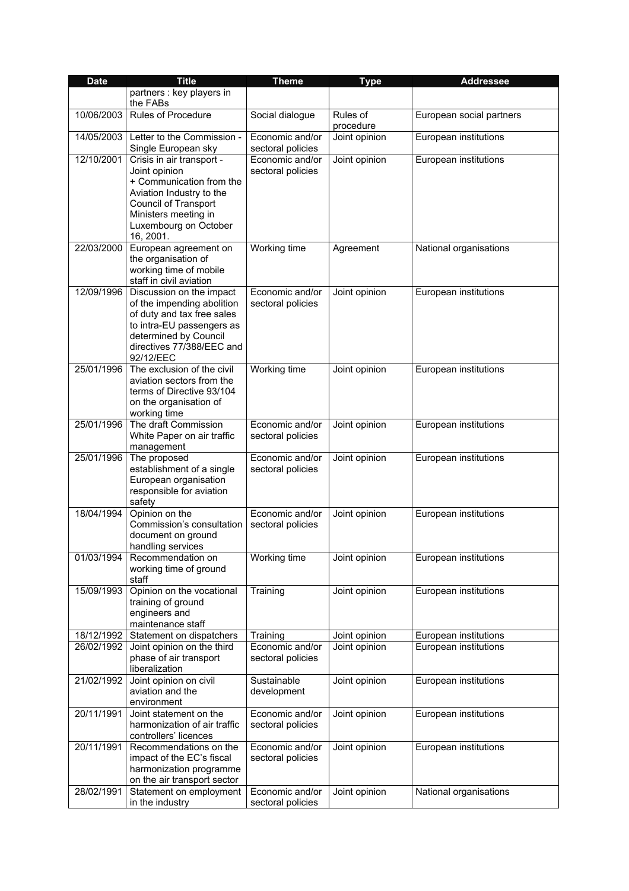| Date | Title | Theme | Type | Addressee |
|---|---|---|---|---|
| | partners : key players in the FABs | | | |
| 10/06/2003 | Rules of Procedure | Social dialogue | Rules of procedure | European social partners |
| 14/05/2003 | Letter to the Commission - Single European sky | Economic and/or sectoral policies | Joint opinion | European institutions |
| 12/10/2001 | Crisis in air transport - Joint opinion + Communication from the Aviation Industry to the Council of Transport Ministers meeting in Luxembourg on October 16, 2001. | Economic and/or sectoral policies | Joint opinion | European institutions |
| 22/03/2000 | European agreement on the organisation of working time of mobile staff in civil aviation | Working time | Agreement | National organisations |
| 12/09/1996 | Discussion on the impact of the impending abolition of duty and tax free sales to intra-EU passengers as determined by Council directives 77/388/EEC and 92/12/EEC | Economic and/or sectoral policies | Joint opinion | European institutions |
| 25/01/1996 | The exclusion of the civil aviation sectors from the terms of Directive 93/104 on the organisation of working time | Working time | Joint opinion | European institutions |
| 25/01/1996 | The draft Commission White Paper on air traffic management | Economic and/or sectoral policies | Joint opinion | European institutions |
| 25/01/1996 | The proposed establishment of a single European organisation responsible for aviation safety | Economic and/or sectoral policies | Joint opinion | European institutions |
| 18/04/1994 | Opinion on the Commission's consultation document on ground handling services | Economic and/or sectoral policies | Joint opinion | European institutions |
| 01/03/1994 | Recommendation on working time of ground staff | Working time | Joint opinion | European institutions |
| 15/09/1993 | Opinion on the vocational training of ground engineers and maintenance staff | Training | Joint opinion | European institutions |
| 18/12/1992 | Statement on dispatchers | Training | Joint opinion | European institutions |
| 26/02/1992 | Joint opinion on the third phase of air transport liberalization | Economic and/or sectoral policies | Joint opinion | European institutions |
| 21/02/1992 | Joint opinion on civil aviation and the environment | Sustainable development | Joint opinion | European institutions |
| 20/11/1991 | Joint statement on the harmonization of air traffic controllers' licences | Economic and/or sectoral policies | Joint opinion | European institutions |
| 20/11/1991 | Recommendations on the impact of the EC's fiscal harmonization programme on the air transport sector | Economic and/or sectoral policies | Joint opinion | European institutions |
| 28/02/1991 | Statement on employment in the industry | Economic and/or sectoral policies | Joint opinion | National organisations |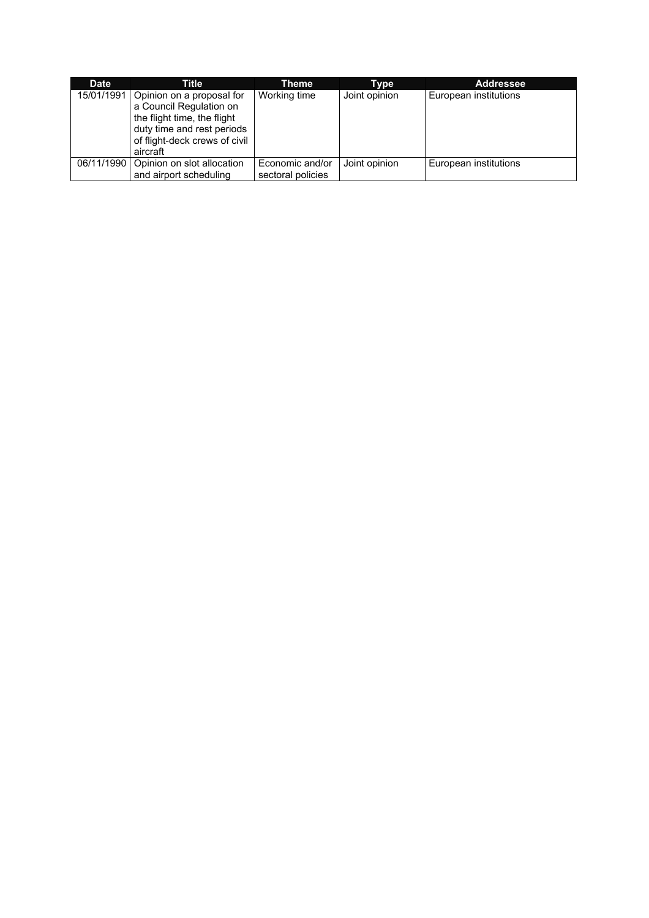| Date | Title | Theme | Type | Addressee |
| --- | --- | --- | --- | --- |
| 15/01/1991 | Opinion on a proposal for a Council Regulation on the flight time, the flight duty time and rest periods of flight-deck crews of civil aircraft | Working time | Joint opinion | European institutions |
| 06/11/1990 | Opinion on slot allocation and airport scheduling | Economic and/or sectoral policies | Joint opinion | European institutions |